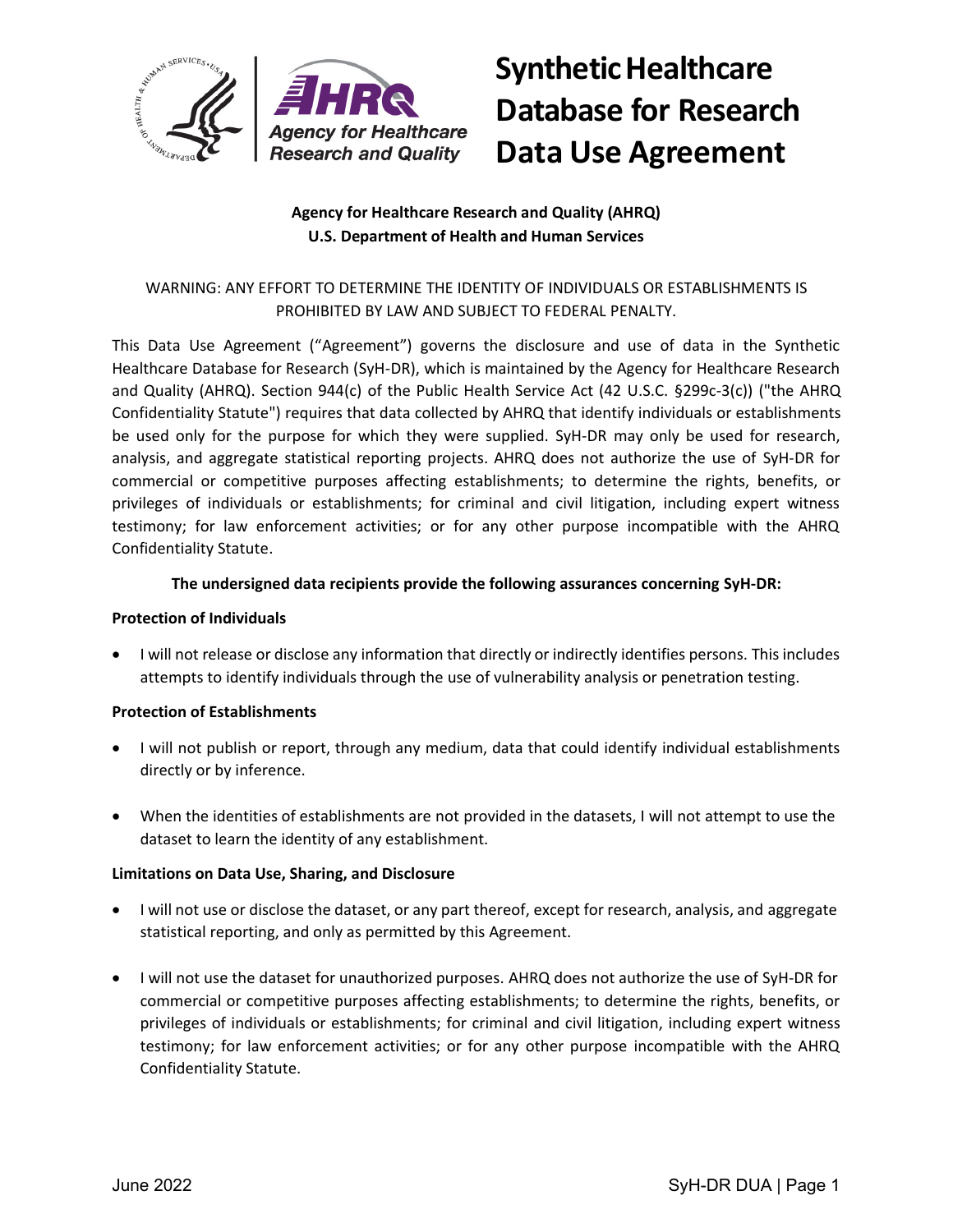# Synthetic Healthcare Database for Research Data Use Agreement

**Agency for Healthcare Research and Quality (AHRQ)**
**U.S. Department of Health and Human Services**

WARNING: ANY EFFORT TO DETERMINE THE IDENTITY OF INDIVIDUALS OR ESTABLISHMENTS IS PROHIBITED BY LAW AND SUBJECT TO FEDERAL PENALTY.

This Data Use Agreement ("Agreement") governs the disclosure and use of data in the Synthetic Healthcare Database for Research (SyH-DR), which is maintained by the Agency for Healthcare Research and Quality (AHRQ). Section 944(c) of the Public Health Service Act (42 U.S.C. §299c-3(c)) ("the AHRQ Confidentiality Statute") requires that data collected by AHRQ that identify individuals or establishments be used only for the purpose for which they were supplied. SyH-DR may only be used for research, analysis, and aggregate statistical reporting projects. AHRQ does not authorize the use of SyH-DR for commercial or competitive purposes affecting establishments; to determine the rights, benefits, or privileges of individuals or establishments; for criminal and civil litigation, including expert witness testimony; for law enforcement activities; or for any other purpose incompatible with the AHRQ Confidentiality Statute.

**The undersigned data recipients provide the following assurances concerning SyH-DR:**

**Protection of Individuals**

- I will not release or disclose any information that directly or indirectly identifies persons. This includes attempts to identify individuals through the use of vulnerability analysis or penetration testing.

**Protection of Establishments**

- I will not publish or report, through any medium, data that could identify individual establishments directly or by inference.
- When the identities of establishments are not provided in the datasets, I will not attempt to use the dataset to learn the identity of any establishment.

**Limitations on Data Use, Sharing, and Disclosure**

- I will not use or disclose the dataset, or any part thereof, except for research, analysis, and aggregate statistical reporting, and only as permitted by this Agreement.
- I will not use the dataset for unauthorized purposes. AHRQ does not authorize the use of SyH-DR for commercial or competitive purposes affecting establishments; to determine the rights, benefits, or privileges of individuals or establishments; for criminal and civil litigation, including expert witness testimony; for law enforcement activities; or for any other purpose incompatible with the AHRQ Confidentiality Statute.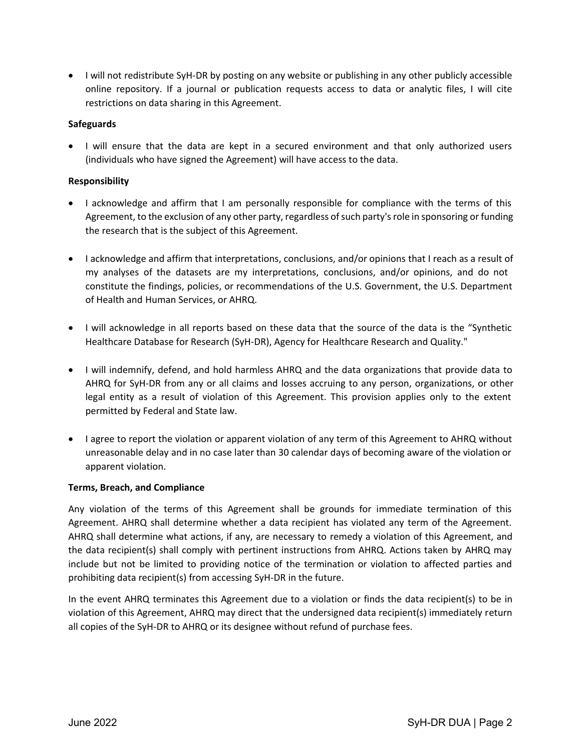- I will not redistribute SyH-DR by posting on any website or publishing in any other publicly accessible online repository. If a journal or publication requests access to data or analytic files, I will cite restrictions on data sharing in this Agreement.

**Safeguards**

- I will ensure that the data are kept in a secured environment and that only authorized users (individuals who have signed the Agreement) will have access to the data.

**Responsibility**

- I acknowledge and affirm that I am personally responsible for compliance with the terms of this Agreement, to the exclusion of any other party, regardless of such party's role in sponsoring or funding the research that is the subject of this Agreement.

- I acknowledge and affirm that interpretations, conclusions, and/or opinions that I reach as a result of my analyses of the datasets are my interpretations, conclusions, and/or opinions, and do not constitute the findings, policies, or recommendations of the U.S. Government, the U.S. Department of Health and Human Services, or AHRQ.

- I will acknowledge in all reports based on these data that the source of the data is the "Synthetic Healthcare Database for Research (SyH-DR), Agency for Healthcare Research and Quality."

- I will indemnify, defend, and hold harmless AHRQ and the data organizations that provide data to AHRQ for SyH-DR from any or all claims and losses accruing to any person, organizations, or other legal entity as a result of violation of this Agreement. This provision applies only to the extent permitted by Federal and State law.

- I agree to report the violation or apparent violation of any term of this Agreement to AHRQ without unreasonable delay and in no case later than 30 calendar days of becoming aware of the violation or apparent violation.

**Terms, Breach, and Compliance**

Any violation of the terms of this Agreement shall be grounds for immediate termination of this Agreement. AHRQ shall determine whether a data recipient has violated any term of the Agreement. AHRQ shall determine what actions, if any, are necessary to remedy a violation of this Agreement, and the data recipient(s) shall comply with pertinent instructions from AHRQ. Actions taken by AHRQ may include but not be limited to providing notice of the termination or violation to affected parties and prohibiting data recipient(s) from accessing SyH-DR in the future.

In the event AHRQ terminates this Agreement due to a violation or finds the data recipient(s) to be in violation of this Agreement, AHRQ may direct that the undersigned data recipient(s) immediately return all copies of the SyH-DR to AHRQ or its designee without refund of purchase fees.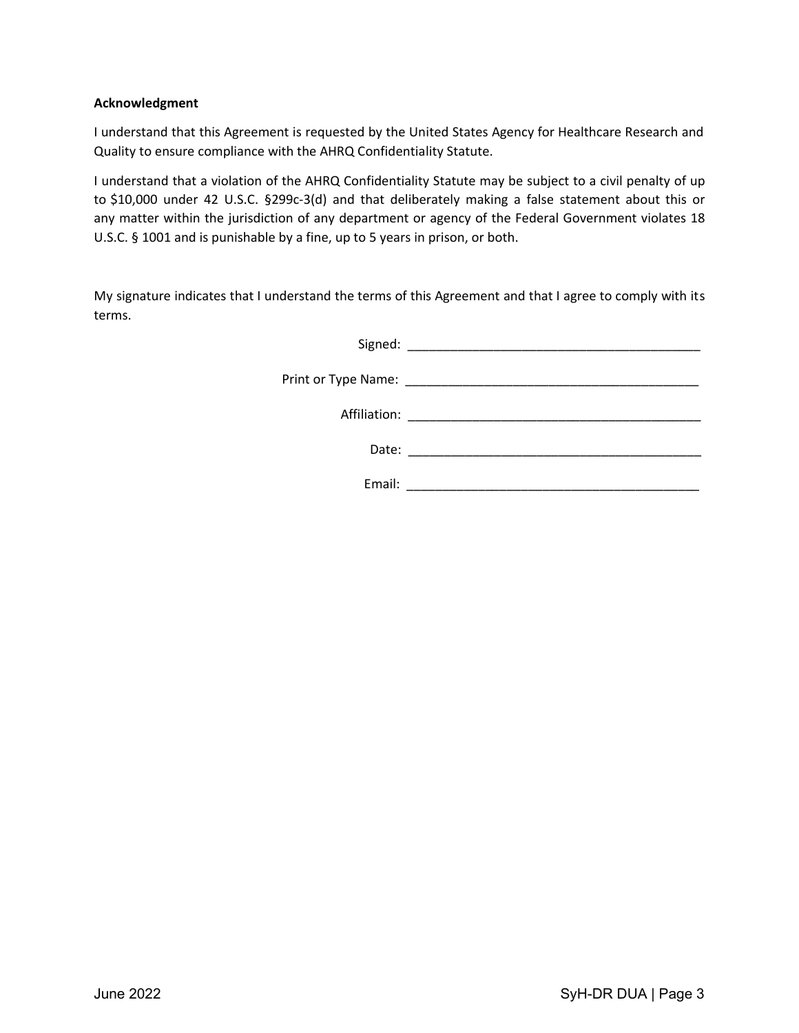**Acknowledgment**

I understand that this Agreement is requested by the United States Agency for Healthcare Research and Quality to ensure compliance with the AHRQ Confidentiality Statute.

I understand that a violation of the AHRQ Confidentiality Statute may be subject to a civil penalty of up to $10,000 under 42 U.S.C. §299c-3(d) and that deliberately making a false statement about this or any matter within the jurisdiction of any department or agency of the Federal Government violates 18 U.S.C. § 1001 and is punishable by a fine, up to 5 years in prison, or both.

My signature indicates that I understand the terms of this Agreement and that I agree to comply with its terms.

Signed: __________________________________________

Print or Type Name: __________________________________________

Affiliation: __________________________________________

Date: __________________________________________

Email: __________________________________________